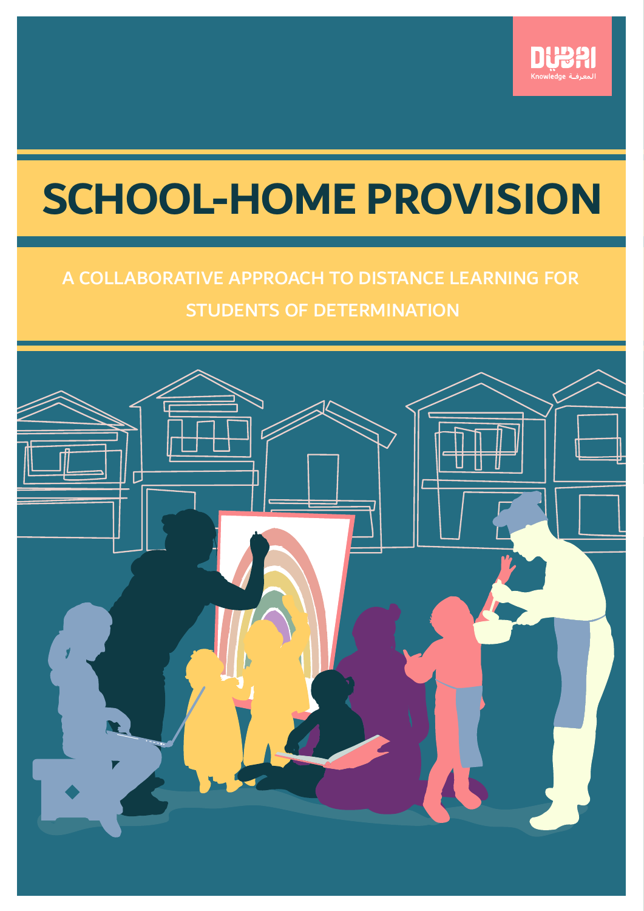DUBAI Knowledge المعرفة

# SCHOOL-HOME PROVISION

## A COLLABORATIVE APPROACH TO DISTANCE LEARNING FOR STUDENTS OF DETERMINATION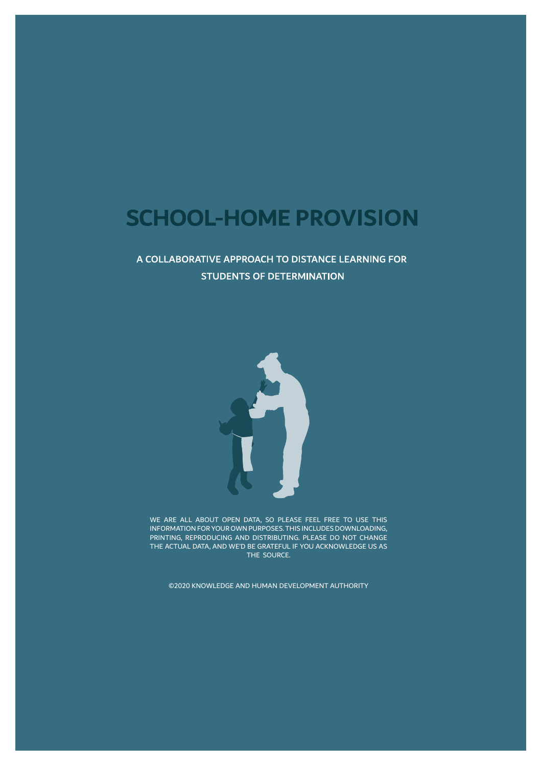# SCHOOL-HOME PROVISION

## A COLLABORATIVE APPROACH TO DISTANCE LEARNING FOR STUDENTS OF DETERMINATION

WE ARE ALL ABOUT OPEN DATA, SO PLEASE FEEL FREE TO USE THIS INFORMATION FOR YOUR OWN PURPOSES. THIS INCLUDES DOWNLOADING, PRINTING, REPRODUCING AND DISTRIBUTING. PLEASE DO NOT CHANGE THE ACTUAL DATA, AND WE'D BE GRATEFUL IF YOU ACKNOWLEDGE US AS THE SOURCE.

©2020 KNOWLEDGE AND HUMAN DEVELOPMENT AUTHORITY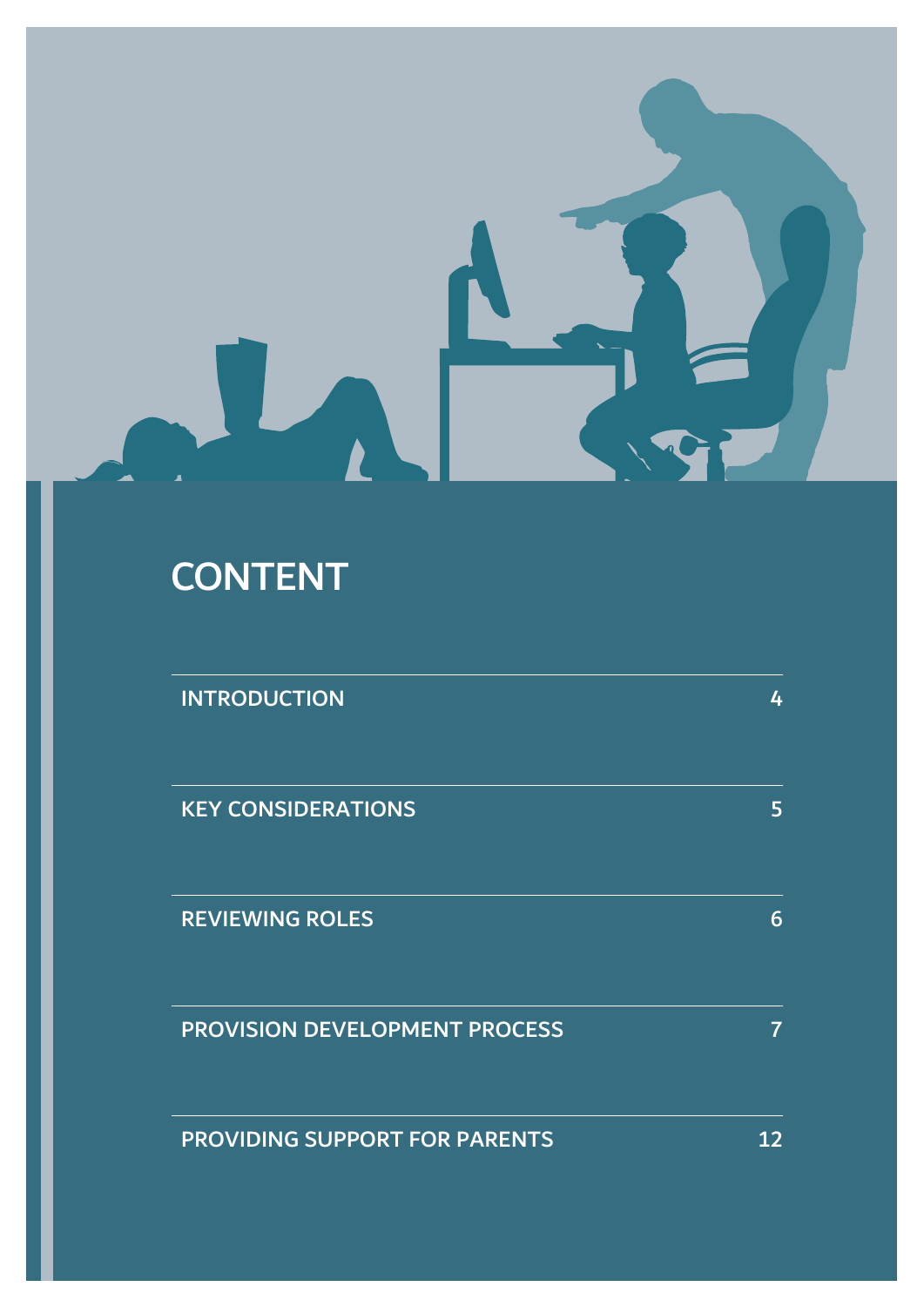# CONTENT

| | |
|---|---|
| INTRODUCTION | 4 |
| KEY CONSIDERATIONS | 5 |
| REVIEWING ROLES | 6 |
| PROVISION DEVELOPMENT PROCESS | 7 |
| PROVIDING SUPPORT FOR PARENTS | 12 |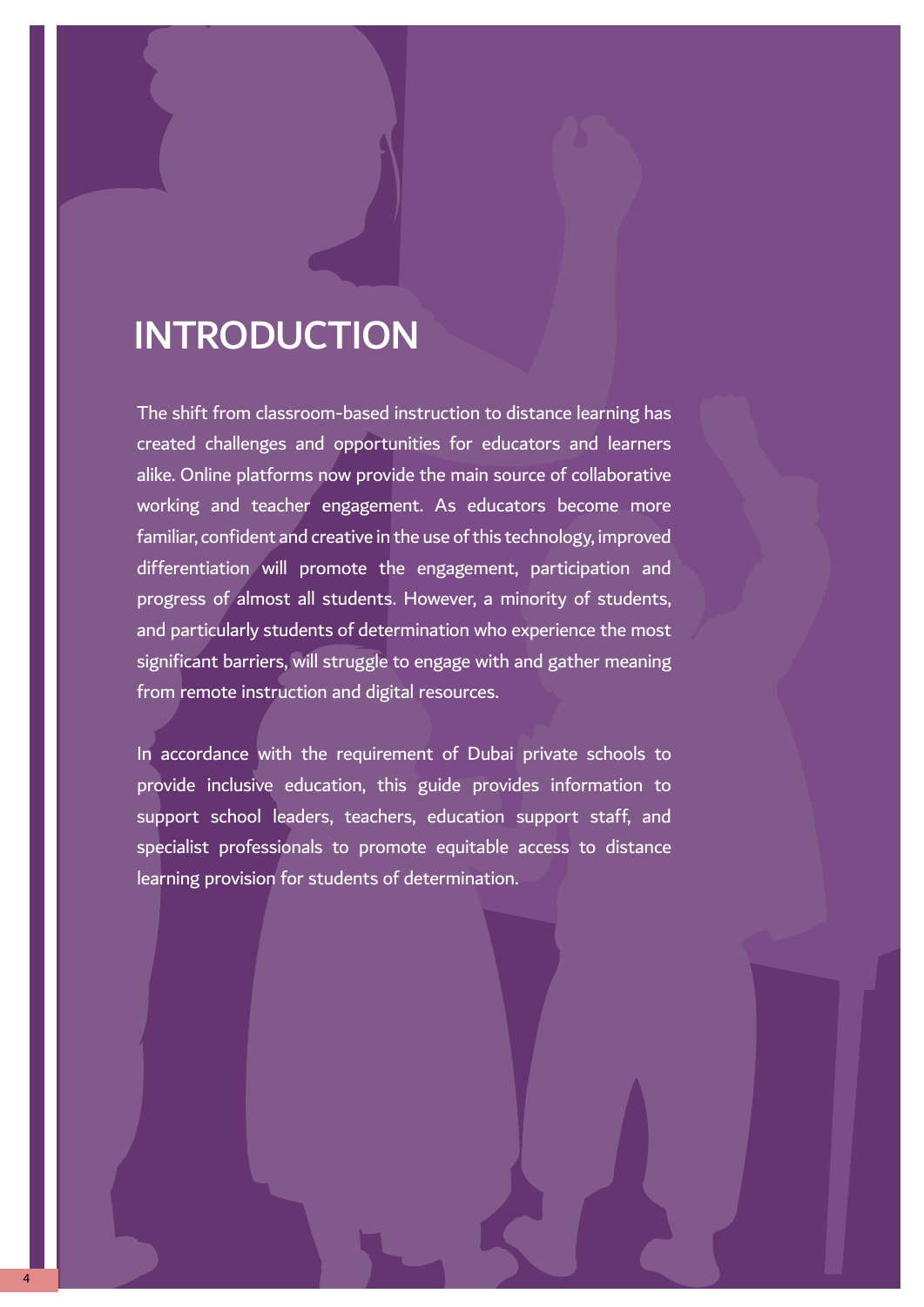# INTRODUCTION

The shift from classroom-based instruction to distance learning has created challenges and opportunities for educators and learners alike. Online platforms now provide the main source of collaborative working and teacher engagement. As educators become more familiar, confident and creative in the use of this technology, improved differentiation will promote the engagement, participation and progress of almost all students. However, a minority of students, and particularly students of determination who experience the most significant barriers, will struggle to engage with and gather meaning from remote instruction and digital resources.

In accordance with the requirement of Dubai private schools to provide inclusive education, this guide provides information to support school leaders, teachers, education support staff, and specialist professionals to promote equitable access to distance learning provision for students of determination.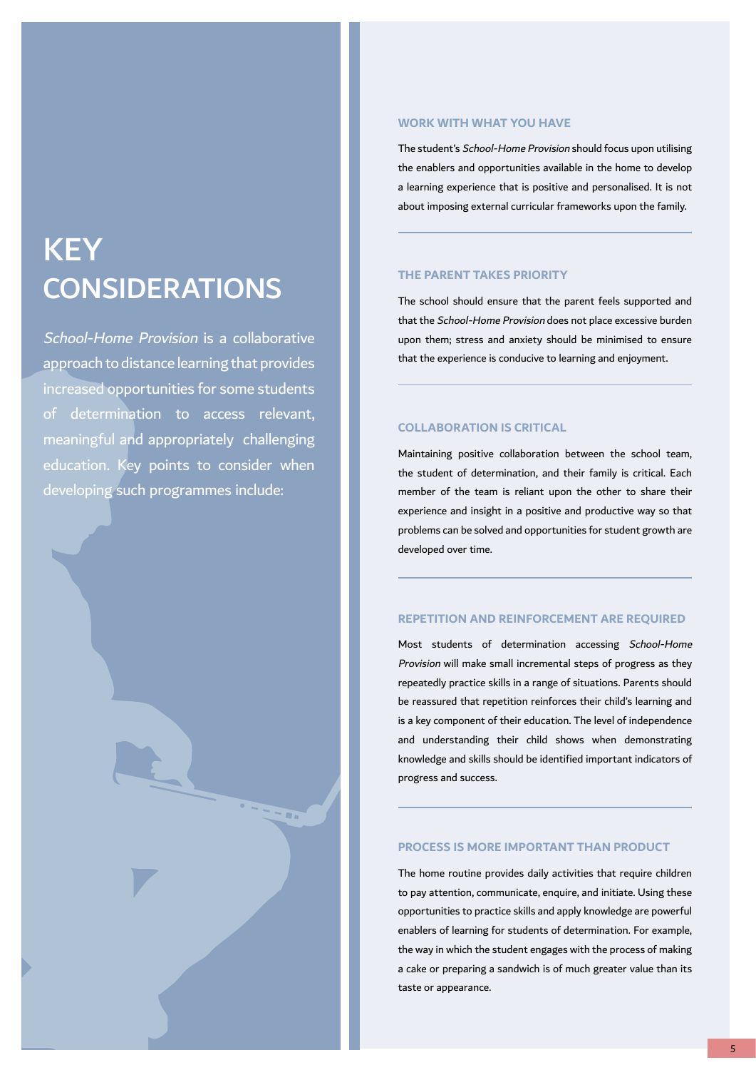# KEY CONSIDERATIONS

*School-Home Provision* is a collaborative approach to distance learning that provides increased opportunities for some students of determination to access relevant, meaningful and appropriately challenging education. Key points to consider when developing such programmes include:

### WORK WITH WHAT YOU HAVE

The student's *School-Home Provision* should focus upon utilising the enablers and opportunities available in the home to develop a learning experience that is positive and personalised. It is not about imposing external curricular frameworks upon the family.

### THE PARENT TAKES PRIORITY

The school should ensure that the parent feels supported and that the *School-Home Provision* does not place excessive burden upon them; stress and anxiety should be minimised to ensure that the experience is conducive to learning and enjoyment.

### COLLABORATION IS CRITICAL

Maintaining positive collaboration between the school team, the student of determination, and their family is critical. Each member of the team is reliant upon the other to share their experience and insight in a positive and productive way so that problems can be solved and opportunities for student growth are developed over time.

### REPETITION AND REINFORCEMENT ARE REQUIRED

Most students of determination accessing *School-Home Provision* will make small incremental steps of progress as they repeatedly practice skills in a range of situations. Parents should be reassured that repetition reinforces their child's learning and is a key component of their education. The level of independence and understanding their child shows when demonstrating knowledge and skills should be identified important indicators of progress and success.

### PROCESS IS MORE IMPORTANT THAN PRODUCT

The home routine provides daily activities that require children to pay attention, communicate, enquire, and initiate. Using these opportunities to practice skills and apply knowledge are powerful enablers of learning for students of determination. For example, the way in which the student engages with the process of making a cake or preparing a sandwich is of much greater value than its taste or appearance.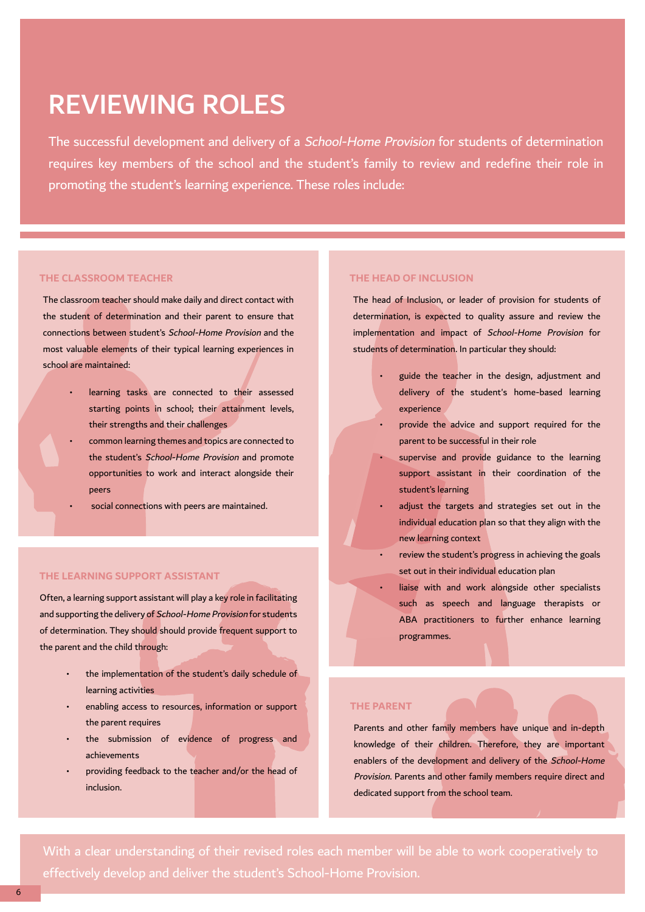# REVIEWING ROLES

The successful development and delivery of a *School-Home Provision* for students of determination requires key members of the school and the student's family to review and redefine their role in promoting the student's learning experience. These roles include:

### THE CLASSROOM TEACHER

The classroom teacher should make daily and direct contact with the student of determination and their parent to ensure that connections between student's *School-Home Provision* and the most valuable elements of their typical learning experiences in school are maintained:

- learning tasks are connected to their assessed starting points in school; their attainment levels, their strengths and their challenges
- common learning themes and topics are connected to the student's *School-Home Provision* and promote opportunities to work and interact alongside their peers
- social connections with peers are maintained.

### THE LEARNING SUPPORT ASSISTANT

Often, a learning support assistant will play a key role in facilitating and supporting the delivery of *School-Home Provision* for students of determination. They should should provide frequent support to the parent and the child through:

- the implementation of the student's daily schedule of learning activities
- enabling access to resources, information or support the parent requires
- the submission of evidence of progress and achievements
- providing feedback to the teacher and/or the head of inclusion.

### THE HEAD OF INCLUSION

The head of Inclusion, or leader of provision for students of determination, is expected to quality assure and review the implementation and impact of *School-Home Provision* for students of determination. In particular they should:

- guide the teacher in the design, adjustment and delivery of the student's home-based learning experience
- provide the advice and support required for the parent to be successful in their role
- supervise and provide guidance to the learning support assistant in their coordination of the student's learning
- adjust the targets and strategies set out in the individual education plan so that they align with the new learning context
- review the student's progress in achieving the goals set out in their individual education plan
- liaise with and work alongside other specialists such as speech and language therapists or ABA practitioners to further enhance learning programmes.

### THE PARENT

Parents and other family members have unique and in-depth knowledge of their children. Therefore, they are important enablers of the development and delivery of the *School-Home Provision*. Parents and other family members require direct and dedicated support from the school team.

With a clear understanding of their revised roles each member will be able to work cooperatively to effectively develop and deliver the student's School-Home Provision.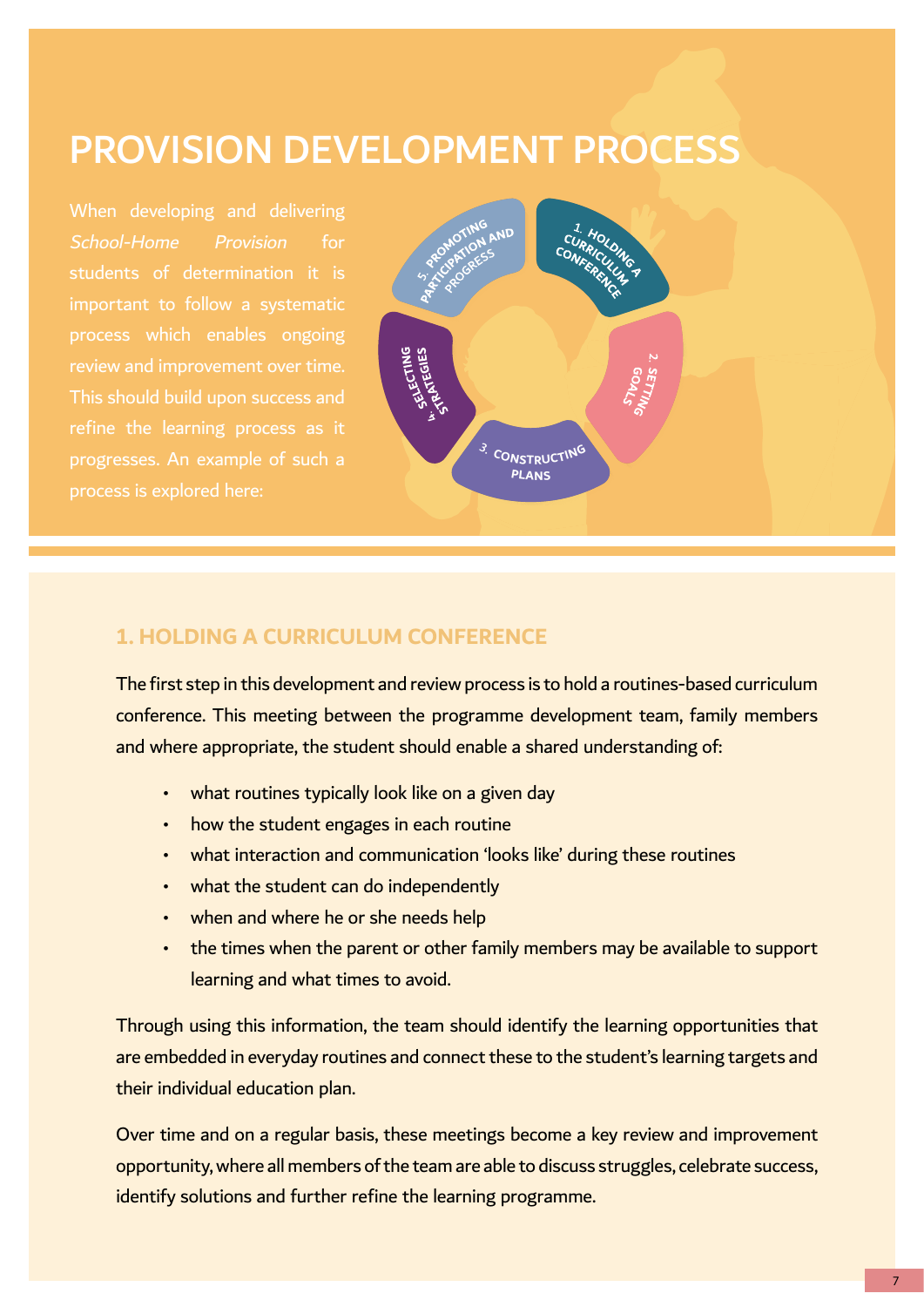# PROVISION DEVELOPMENT PROCESS

When developing and delivering *School-Home Provision* for students of determination it is important to follow a systematic process which enables ongoing review and improvement over time. This should build upon success and refine the learning process as it progresses. An example of such a process is explored here:

1. HOLDING A CURRICULUM CONFERENCE
2. SETTING GOALS
3. CONSTRUCTING PLANS
4. SELECTING STRATEGIES
5. PROMOTING PARTICIPATION AND PROGRESS

## 1. HOLDING A CURRICULUM CONFERENCE

The first step in this development and review process is to hold a routines-based curriculum conference. This meeting between the programme development team, family members and where appropriate, the student should enable a shared understanding of:

- what routines typically look like on a given day
- how the student engages in each routine
- what interaction and communication 'looks like' during these routines
- what the student can do independently
- when and where he or she needs help
- the times when the parent or other family members may be available to support learning and what times to avoid.

Through using this information, the team should identify the learning opportunities that are embedded in everyday routines and connect these to the student's learning targets and their individual education plan.

Over time and on a regular basis, these meetings become a key review and improvement opportunity, where all members of the team are able to discuss struggles, celebrate success, identify solutions and further refine the learning programme.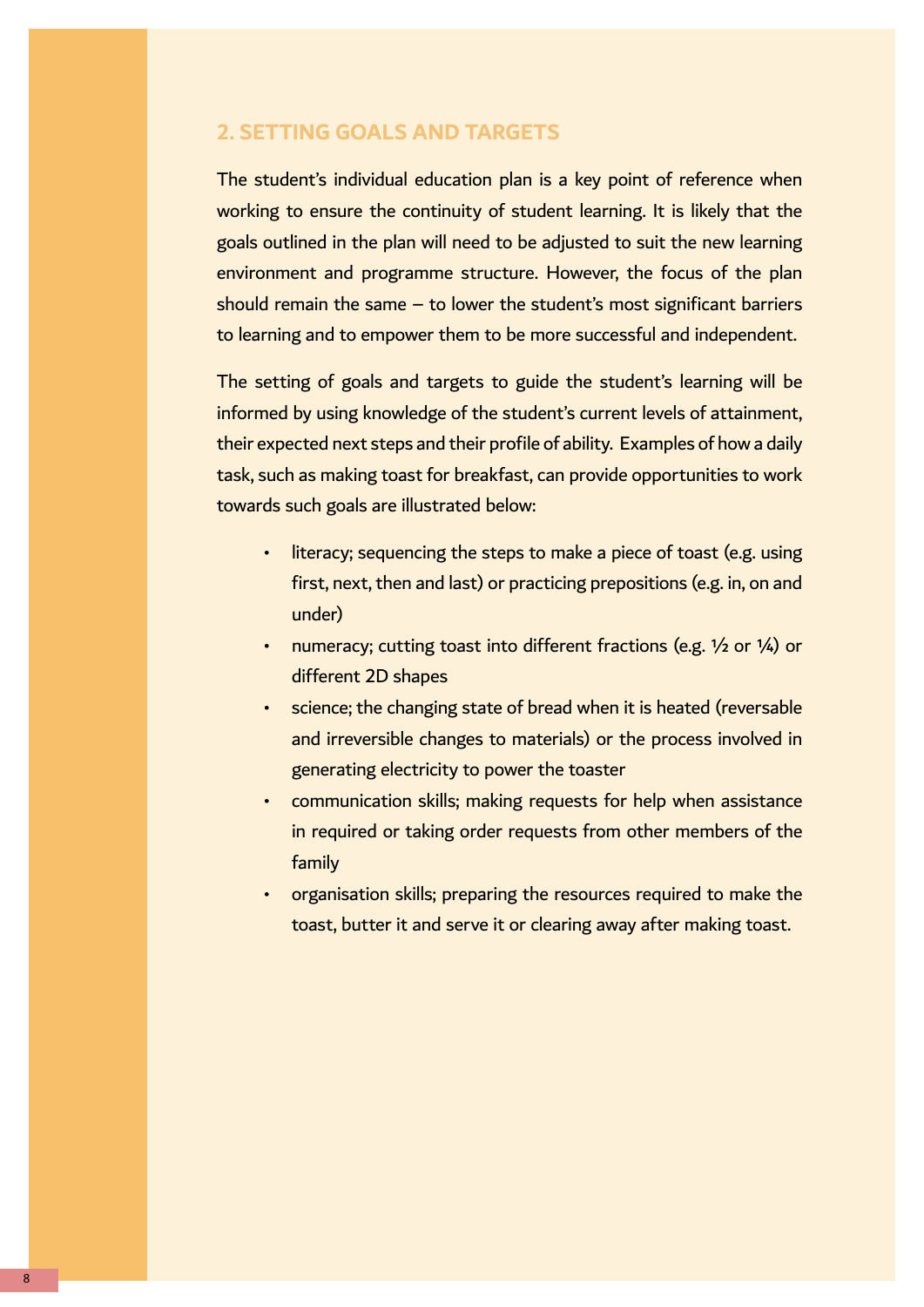## 2. SETTING GOALS AND TARGETS

The student's individual education plan is a key point of reference when working to ensure the continuity of student learning. It is likely that the goals outlined in the plan will need to be adjusted to suit the new learning environment and programme structure. However, the focus of the plan should remain the same – to lower the student's most significant barriers to learning and to empower them to be more successful and independent.

The setting of goals and targets to guide the student's learning will be informed by using knowledge of the student's current levels of attainment, their expected next steps and their profile of ability. Examples of how a daily task, such as making toast for breakfast, can provide opportunities to work towards such goals are illustrated below:

- literacy; sequencing the steps to make a piece of toast (e.g. using first, next, then and last) or practicing prepositions (e.g. in, on and under)
- numeracy; cutting toast into different fractions (e.g. ½ or ¼) or different 2D shapes
- science; the changing state of bread when it is heated (reversable and irreversible changes to materials) or the process involved in generating electricity to power the toaster
- communication skills; making requests for help when assistance in required or taking order requests from other members of the family
- organisation skills; preparing the resources required to make the toast, butter it and serve it or clearing away after making toast.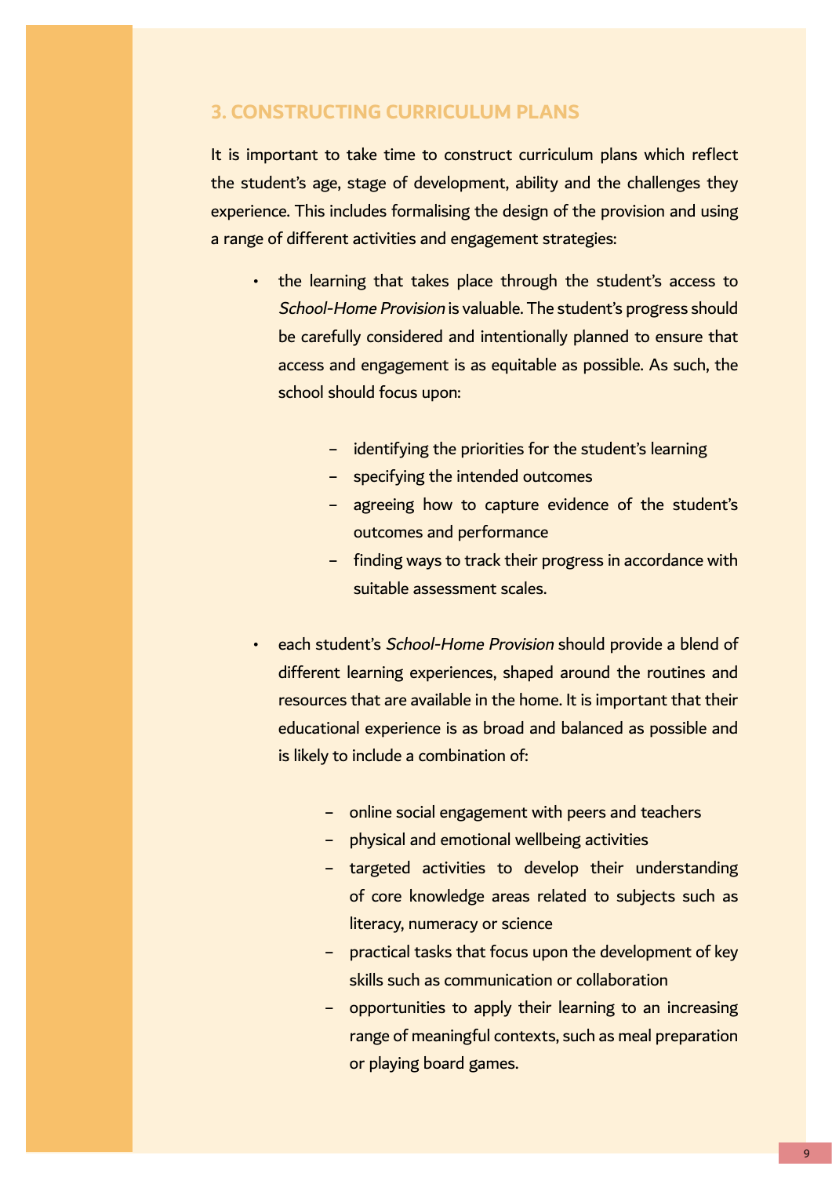## 3. CONSTRUCTING CURRICULUM PLANS

It is important to take time to construct curriculum plans which reflect the student's age, stage of development, ability and the challenges they experience. This includes formalising the design of the provision and using a range of different activities and engagement strategies:

- the learning that takes place through the student's access to *School-Home Provision* is valuable. The student's progress should be carefully considered and intentionally planned to ensure that access and engagement is as equitable as possible. As such, the school should focus upon:
  - identifying the priorities for the student's learning
  - specifying the intended outcomes
  - agreeing how to capture evidence of the student's outcomes and performance
  - finding ways to track their progress in accordance with suitable assessment scales.

- each student's *School-Home Provision* should provide a blend of different learning experiences, shaped around the routines and resources that are available in the home. It is important that their educational experience is as broad and balanced as possible and is likely to include a combination of:
  - online social engagement with peers and teachers
  - physical and emotional wellbeing activities
  - targeted activities to develop their understanding of core knowledge areas related to subjects such as literacy, numeracy or science
  - practical tasks that focus upon the development of key skills such as communication or collaboration
  - opportunities to apply their learning to an increasing range of meaningful contexts, such as meal preparation or playing board games.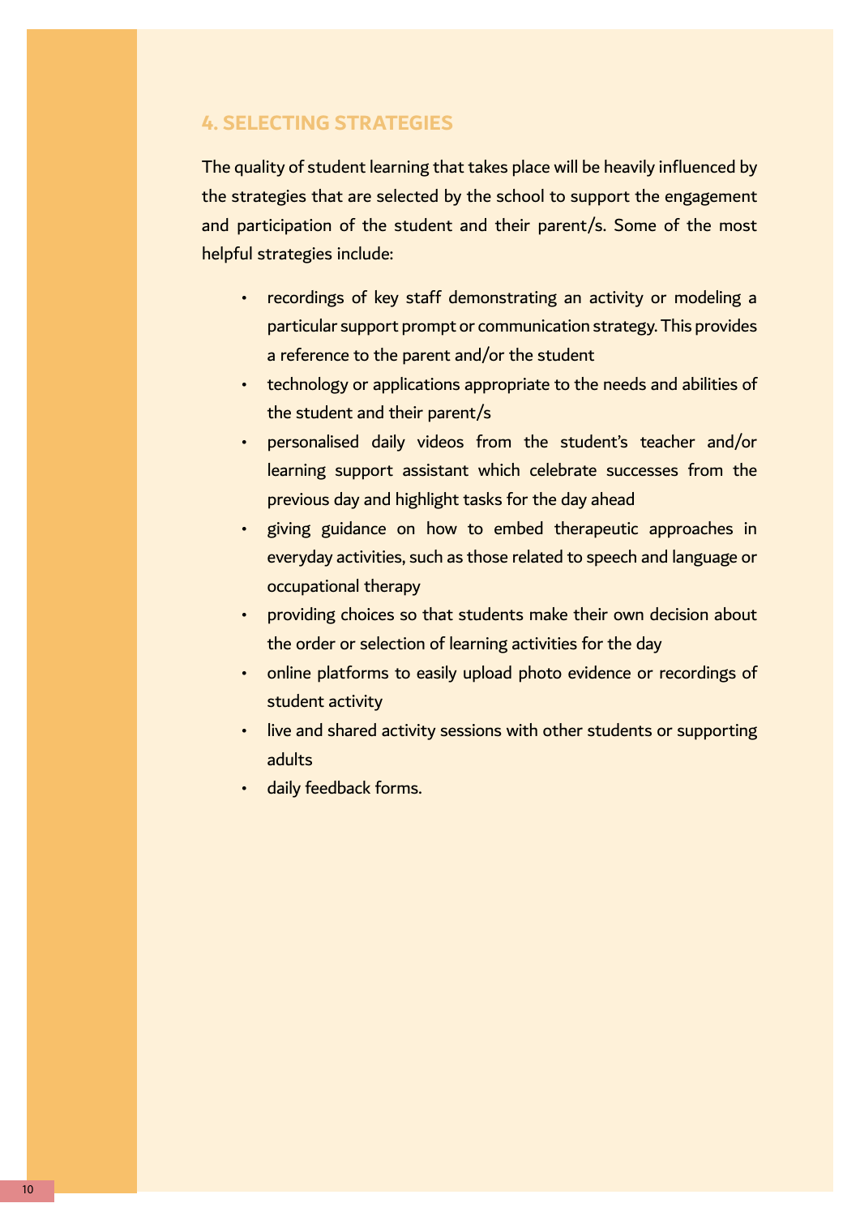## 4. SELECTING STRATEGIES

The quality of student learning that takes place will be heavily influenced by the strategies that are selected by the school to support the engagement and participation of the student and their parent/s. Some of the most helpful strategies include:

- recordings of key staff demonstrating an activity or modeling a particular support prompt or communication strategy. This provides a reference to the parent and/or the student
- technology or applications appropriate to the needs and abilities of the student and their parent/s
- personalised daily videos from the student's teacher and/or learning support assistant which celebrate successes from the previous day and highlight tasks for the day ahead
- giving guidance on how to embed therapeutic approaches in everyday activities, such as those related to speech and language or occupational therapy
- providing choices so that students make their own decision about the order or selection of learning activities for the day
- online platforms to easily upload photo evidence or recordings of student activity
- live and shared activity sessions with other students or supporting adults
- daily feedback forms.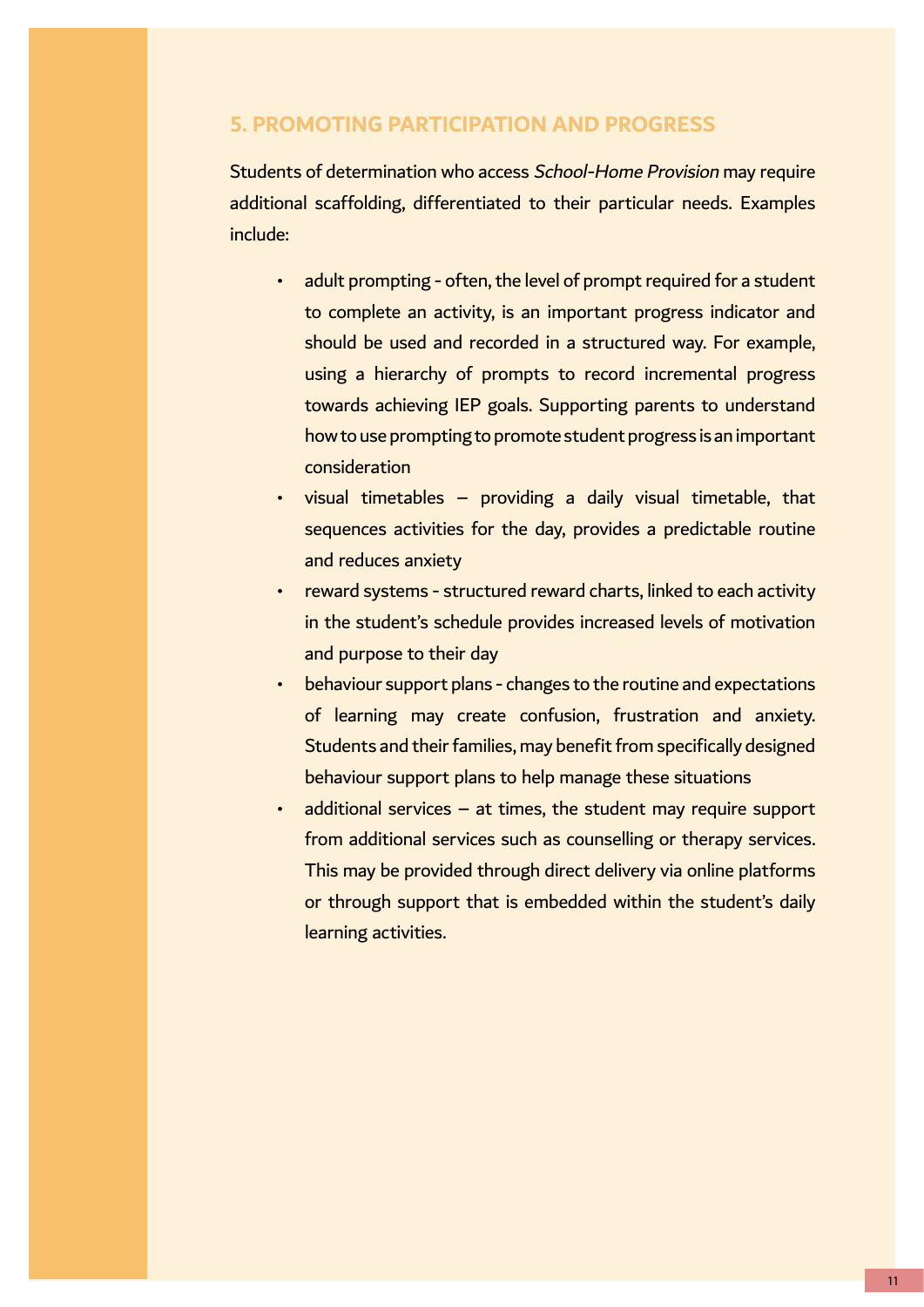## 5. PROMOTING PARTICIPATION AND PROGRESS

Students of determination who access *School-Home Provision* may require additional scaffolding, differentiated to their particular needs. Examples include:

- adult prompting - often, the level of prompt required for a student to complete an activity, is an important progress indicator and should be used and recorded in a structured way. For example, using a hierarchy of prompts to record incremental progress towards achieving IEP goals. Supporting parents to understand how to use prompting to promote student progress is an important consideration
- visual timetables – providing a daily visual timetable, that sequences activities for the day, provides a predictable routine and reduces anxiety
- reward systems - structured reward charts, linked to each activity in the student's schedule provides increased levels of motivation and purpose to their day
- behaviour support plans - changes to the routine and expectations of learning may create confusion, frustration and anxiety. Students and their families, may benefit from specifically designed behaviour support plans to help manage these situations
- additional services – at times, the student may require support from additional services such as counselling or therapy services. This may be provided through direct delivery via online platforms or through support that is embedded within the student's daily learning activities.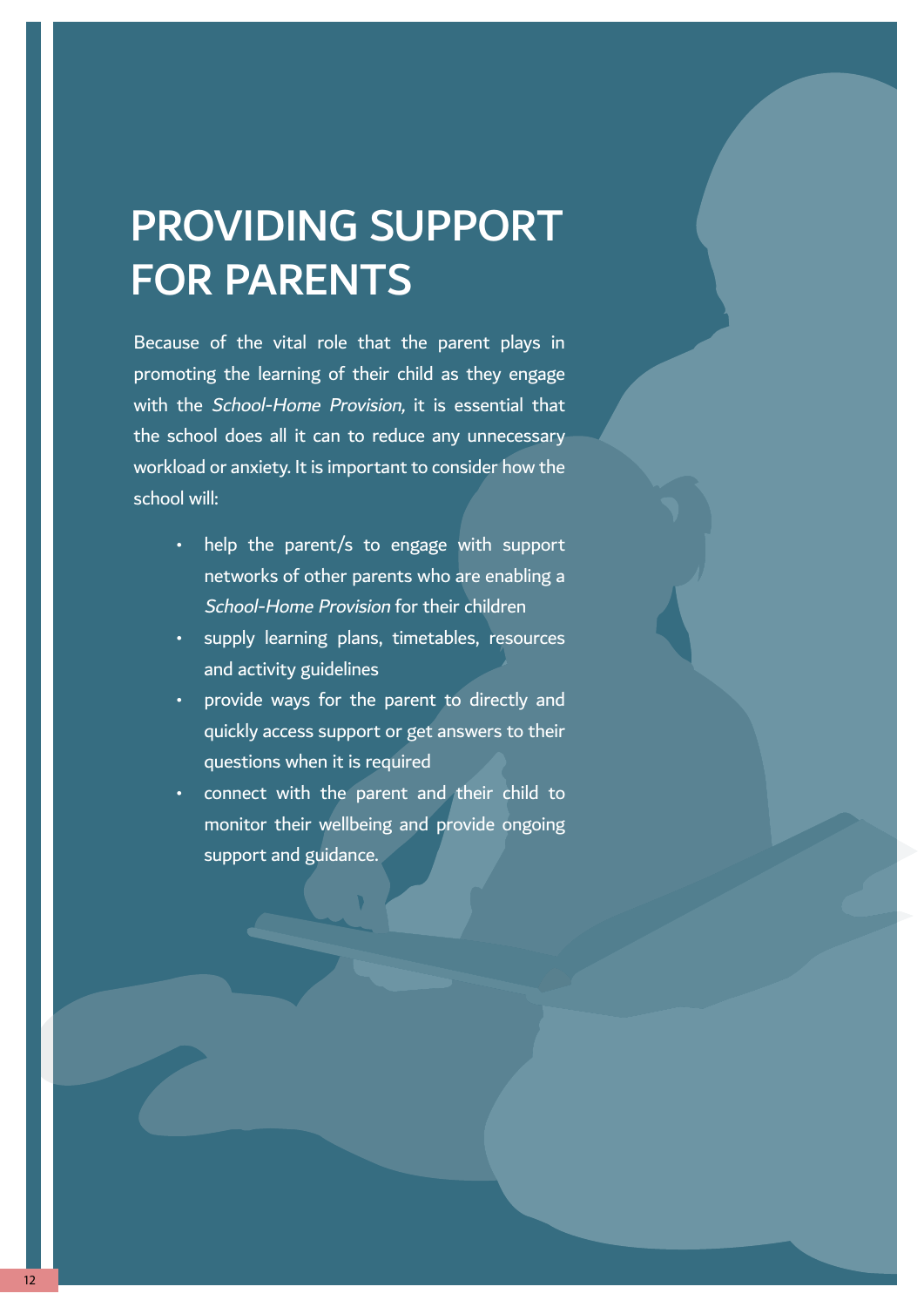# PROVIDING SUPPORT FOR PARENTS

Because of the vital role that the parent plays in promoting the learning of their child as they engage with the *School-Home Provision,* it is essential that the school does all it can to reduce any unnecessary workload or anxiety. It is important to consider how the school will:

- help the parent/s to engage with support networks of other parents who are enabling a *School-Home Provision* for their children
- supply learning plans, timetables, resources and activity guidelines
- provide ways for the parent to directly and quickly access support or get answers to their questions when it is required
- connect with the parent and their child to monitor their wellbeing and provide ongoing support and guidance.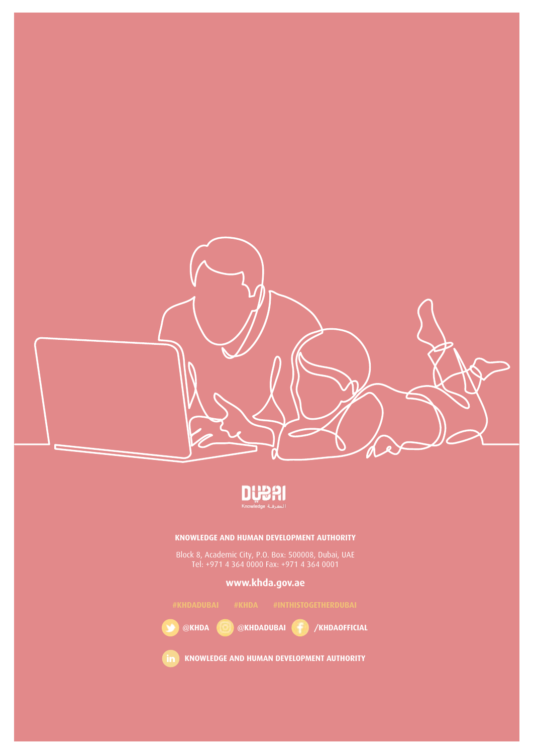DUBAI

Knowledge المعرفة

**KNOWLEDGE AND HUMAN DEVELOPMENT AUTHORITY**

Block 8, Academic City, P.O. Box: 500008, Dubai, UAE
Tel: +971 4 364 0000 Fax: +971 4 364 0001

**www.khda.gov.ae**

#KHDADUBAI #KHDA #INTHISTOGETHERDUBAI

@KHDA @KHDADUBAI /KHDAOFFICIAL

KNOWLEDGE AND HUMAN DEVELOPMENT AUTHORITY